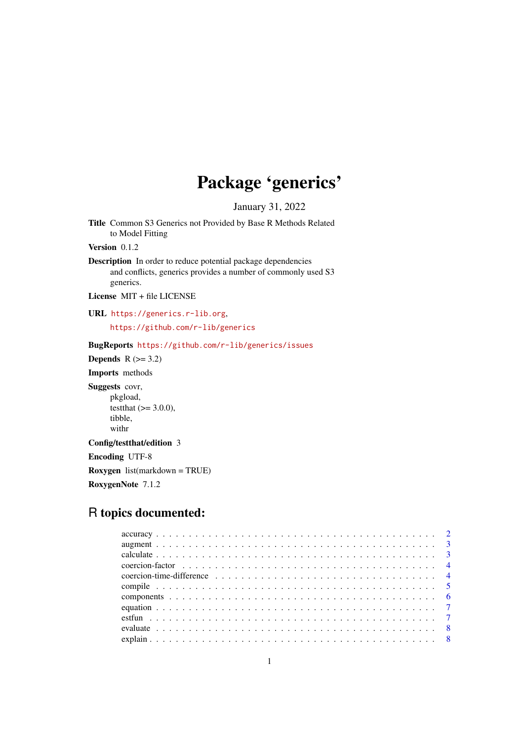# Package 'generics'

January 31, 2022

**Title** Common S3 Generics not Provided by Base R Methods Related to Model Fitting

**Version** 0.1.2

**Description** In order to reduce potential package dependencies and conflicts, generics provides a number of commonly used S3 generics.

**License** MIT + file LICENSE

**URL** https://generics.r-lib.org,
https://github.com/r-lib/generics

**BugReports** https://github.com/r-lib/generics/issues

**Depends** R (>= 3.2)

**Imports** methods

**Suggests** covr,
pkgload,
testthat (>= 3.0.0),
tibble,
withr

**Config/testthat/edition** 3

**Encoding** UTF-8

**Roxygen** list(markdown = TRUE)

**RoxygenNote** 7.1.2

## R topics documented:

accuracy . . . . . . . . . . . . . . . . . . . . . . . . . . . . . . . . . . . . . . . . 2
augment . . . . . . . . . . . . . . . . . . . . . . . . . . . . . . . . . . . . . . . . 3
calculate . . . . . . . . . . . . . . . . . . . . . . . . . . . . . . . . . . . . . . . . 3
coercion-factor . . . . . . . . . . . . . . . . . . . . . . . . . . . . . . . . . . . . . 4
coercion-time-difference . . . . . . . . . . . . . . . . . . . . . . . . . . . . . . . . 4
compile . . . . . . . . . . . . . . . . . . . . . . . . . . . . . . . . . . . . . . . . 5
components . . . . . . . . . . . . . . . . . . . . . . . . . . . . . . . . . . . . . . 6
equation . . . . . . . . . . . . . . . . . . . . . . . . . . . . . . . . . . . . . . . . 7
estfun . . . . . . . . . . . . . . . . . . . . . . . . . . . . . . . . . . . . . . . . . 7
evaluate . . . . . . . . . . . . . . . . . . . . . . . . . . . . . . . . . . . . . . . . 8
explain . . . . . . . . . . . . . . . . . . . . . . . . . . . . . . . . . . . . . . . . . 8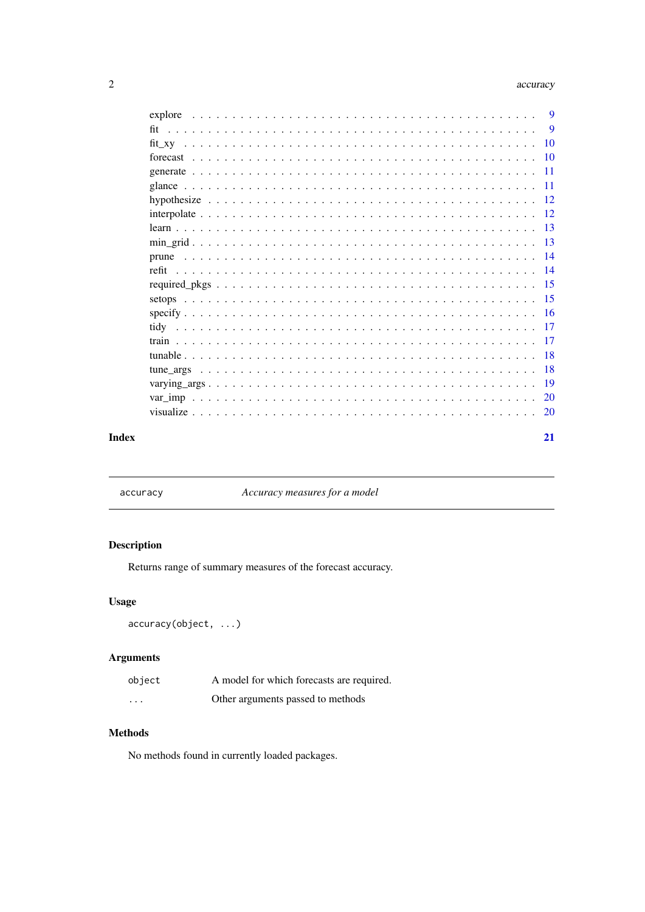| | |
|---|---|
| explore | 9 |
| fit | 9 |
| fit_xy | 10 |
| forecast | 10 |
| generate | 11 |
| glance | 11 |
| hypothesize | 12 |
| interpolate | 12 |
| learn | 13 |
| min_grid | 13 |
| prune | 14 |
| refit | 14 |
| required_pkgs | 15 |
| setops | 15 |
| specify | 16 |
| tidy | 17 |
| train | 17 |
| tunable | 18 |
| tune_args | 18 |
| varying_args | 19 |
| var_imp | 20 |
| visualize | 20 |

**Index** **21**

---

## accuracy — *Accuracy measures for a model*

### Description

Returns range of summary measures of the forecast accuracy.

### Usage

```
accuracy(object, ...)
```

### Arguments

| | |
|---|---|
| `object` | A model for which forecasts are required. |
| `...` | Other arguments passed to methods |

### Methods

No methods found in currently loaded packages.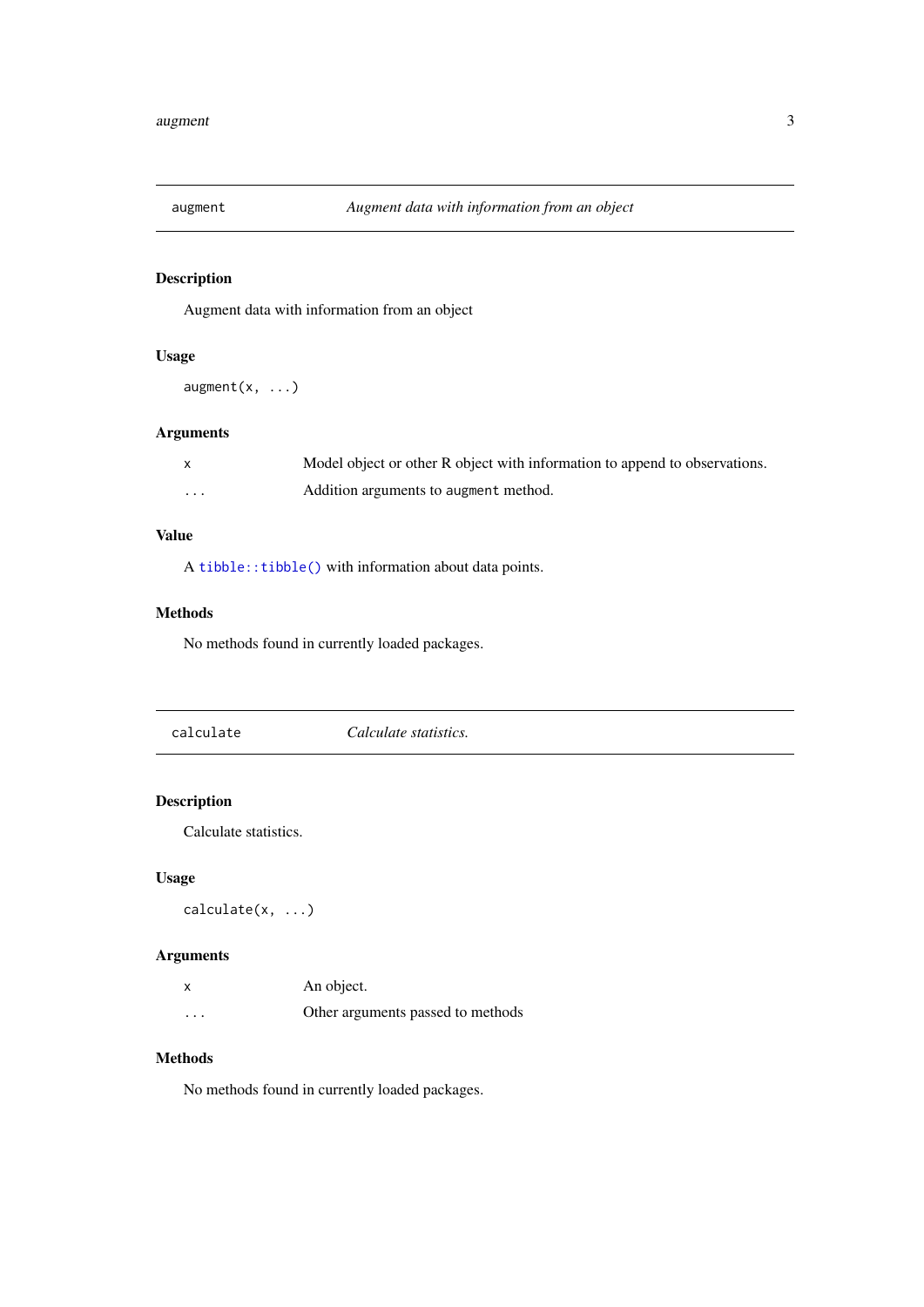## augment — *Augment data with information from an object*

### Description

Augment data with information from an object

### Usage

```
augment(x, ...)
```

### Arguments

| | |
|---|---|
| `x` | Model object or other R object with information to append to observations. |
| `...` | Addition arguments to `augment` method. |

### Value

A `tibble::tibble()` with information about data points.

### Methods

No methods found in currently loaded packages.

## calculate — *Calculate statistics.*

### Description

Calculate statistics.

### Usage

```
calculate(x, ...)
```

### Arguments

| | |
|---|---|
| `x` | An object. |
| `...` | Other arguments passed to methods |

### Methods

No methods found in currently loaded packages.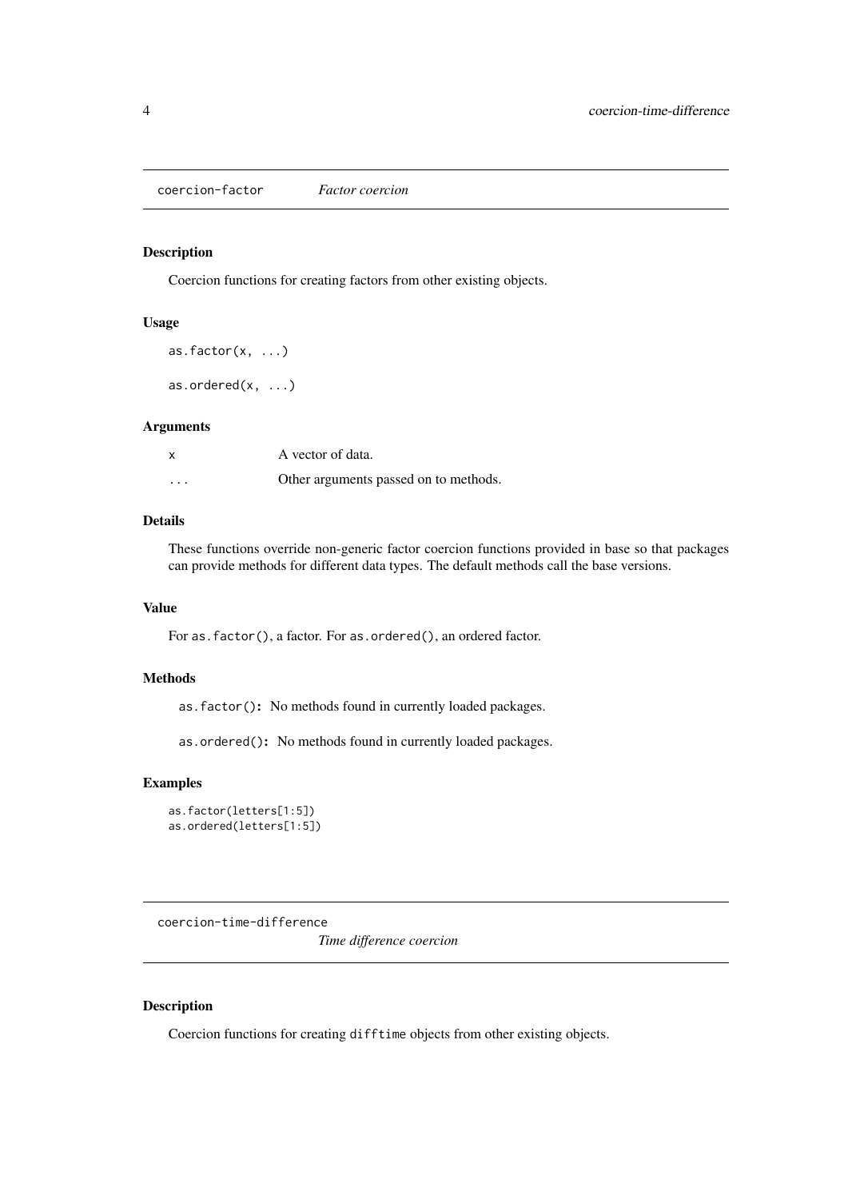## coercion-factor *Factor coercion*

### Description

Coercion functions for creating factors from other existing objects.

### Usage

```
as.factor(x, ...)

as.ordered(x, ...)
```

### Arguments

| | |
|---|---|
| x | A vector of data. |
| ... | Other arguments passed on to methods. |

### Details

These functions override non-generic factor coercion functions provided in base so that packages can provide methods for different data types. The default methods call the base versions.

### Value

For `as.factor()`, a factor. For `as.ordered()`, an ordered factor.

### Methods

`as.factor()`**:** No methods found in currently loaded packages.

`as.ordered()`**:** No methods found in currently loaded packages.

### Examples

```
as.factor(letters[1:5])
as.ordered(letters[1:5])
```

## coercion-time-difference *Time difference coercion*

### Description

Coercion functions for creating `difftime` objects from other existing objects.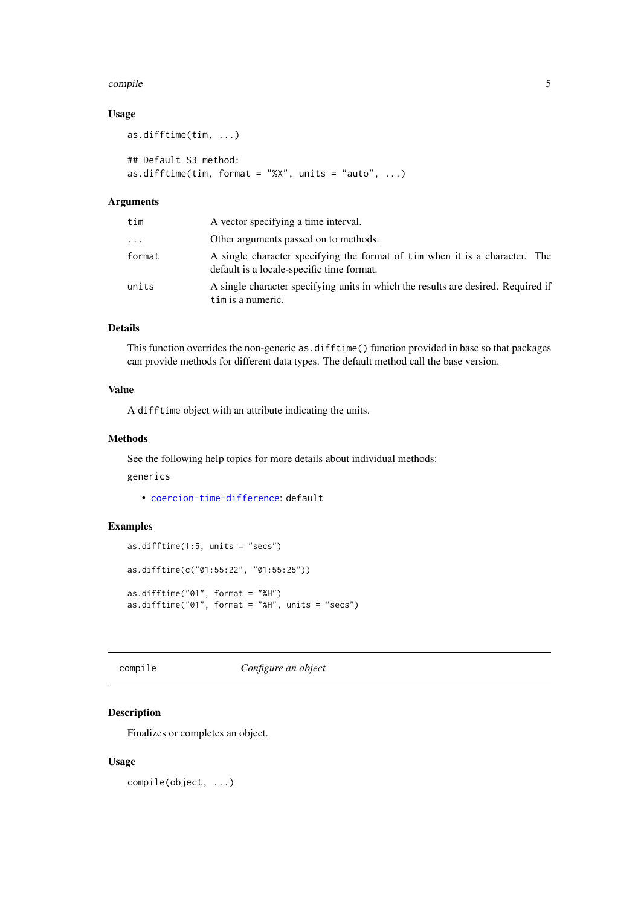### Usage

```
as.difftime(tim, ...)

## Default S3 method:
as.difftime(tim, format = "%X", units = "auto", ...)
```

### Arguments

| | |
|---|---|
| `tim` | A vector specifying a time interval. |
| `...` | Other arguments passed on to methods. |
| `format` | A single character specifying the format of `tim` when it is a character. The default is a locale-specific time format. |
| `units` | A single character specifying units in which the results are desired. Required if `tim` is a numeric. |

### Details

This function overrides the non-generic `as.difftime()` function provided in base so that packages can provide methods for different data types. The default method call the base version.

### Value

A `difftime` object with an attribute indicating the units.

### Methods

See the following help topics for more details about individual methods:

`generics`

- `coercion-time-difference`: `default`

### Examples

```
as.difftime(1:5, units = "secs")

as.difftime(c("01:55:22", "01:55:25"))

as.difftime("01", format = "%H")
as.difftime("01", format = "%H", units = "secs")
```

---

## `compile` *Configure an object*

---

### Description

Finalizes or completes an object.

### Usage

```
compile(object, ...)
```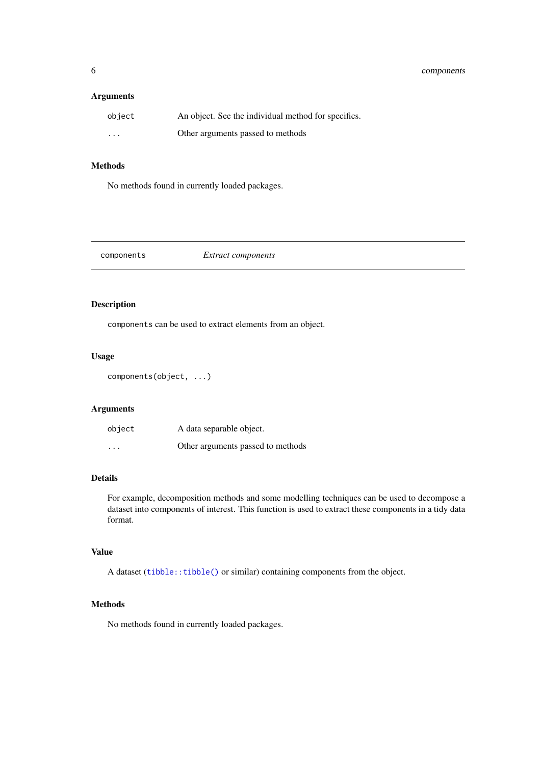### Arguments

| | |
|---|---|
| `object` | An object. See the individual method for specifics. |
| `...` | Other arguments passed to methods |

### Methods

No methods found in currently loaded packages.

---

## `components` *Extract components*

---

### Description

`components` can be used to extract elements from an object.

### Usage

```
components(object, ...)
```

### Arguments

| | |
|---|---|
| `object` | A data separable object. |
| `...` | Other arguments passed to methods |

### Details

For example, decomposition methods and some modelling techniques can be used to decompose a dataset into components of interest. This function is used to extract these components in a tidy data format.

### Value

A dataset (`tibble::tibble()` or similar) containing components from the object.

### Methods

No methods found in currently loaded packages.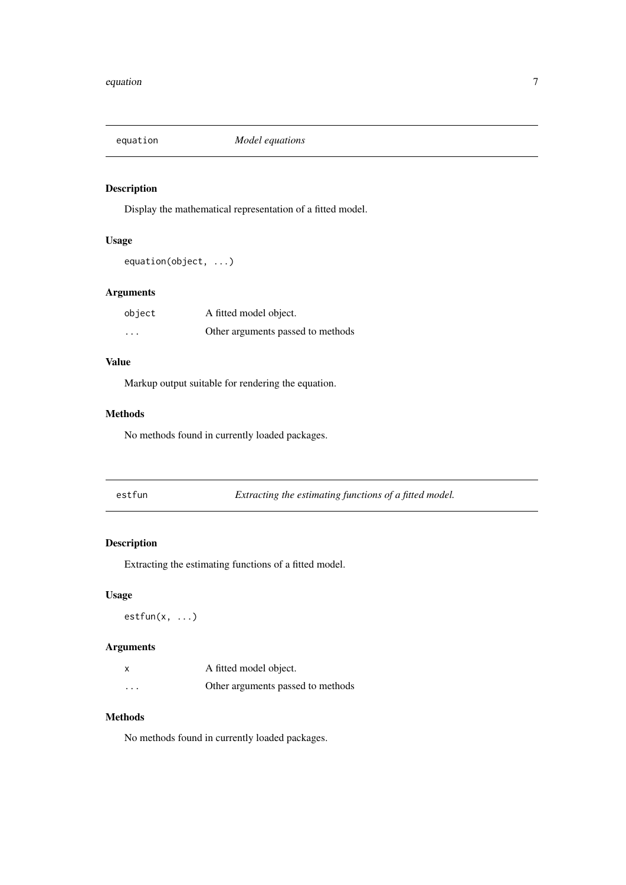## `equation` *Model equations*

### Description

Display the mathematical representation of a fitted model.

### Usage

```
equation(object, ...)
```

### Arguments

| | |
|---|---|
| `object` | A fitted model object. |
| `...` | Other arguments passed to methods |

### Value

Markup output suitable for rendering the equation.

### Methods

No methods found in currently loaded packages.

## `estfun` *Extracting the estimating functions of a fitted model.*

### Description

Extracting the estimating functions of a fitted model.

### Usage

```
estfun(x, ...)
```

### Arguments

| | |
|---|---|
| `x` | A fitted model object. |
| `...` | Other arguments passed to methods |

### Methods

No methods found in currently loaded packages.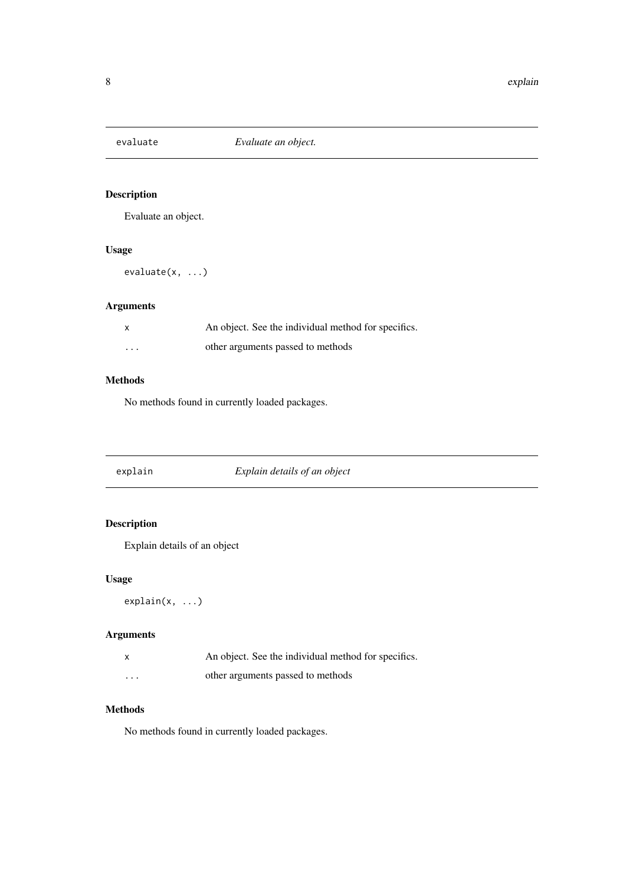## evaluate — *Evaluate an object.*

### Description

Evaluate an object.

### Usage

```
evaluate(x, ...)
```

### Arguments

| | |
|---|---|
| `x` | An object. See the individual method for specifics. |
| `...` | other arguments passed to methods |

### Methods

No methods found in currently loaded packages.

## explain — *Explain details of an object*

### Description

Explain details of an object

### Usage

```
explain(x, ...)
```

### Arguments

| | |
|---|---|
| `x` | An object. See the individual method for specifics. |
| `...` | other arguments passed to methods |

### Methods

No methods found in currently loaded packages.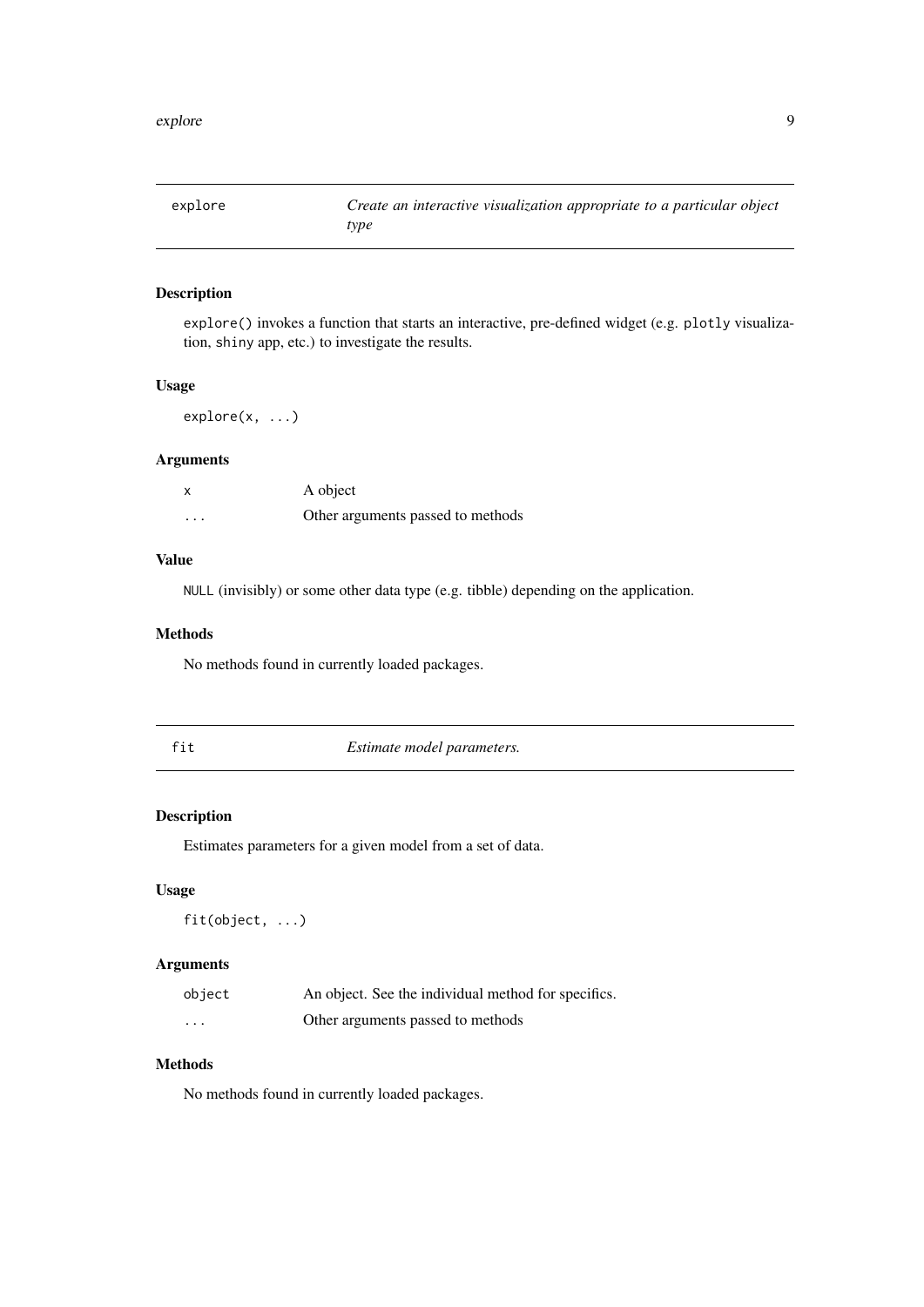## explore — *Create an interactive visualization appropriate to a particular object type*

### Description

`explore()` invokes a function that starts an interactive, pre-defined widget (e.g. `plotly` visualization, `shiny` app, etc.) to investigate the results.

### Usage

```
explore(x, ...)
```

### Arguments

| | |
|---|---|
| `x` | A object |
| `...` | Other arguments passed to methods |

### Value

`NULL` (invisibly) or some other data type (e.g. tibble) depending on the application.

### Methods

No methods found in currently loaded packages.

## fit — *Estimate model parameters.*

### Description

Estimates parameters for a given model from a set of data.

### Usage

```
fit(object, ...)
```

### Arguments

| | |
|---|---|
| `object` | An object. See the individual method for specifics. |
| `...` | Other arguments passed to methods |

### Methods

No methods found in currently loaded packages.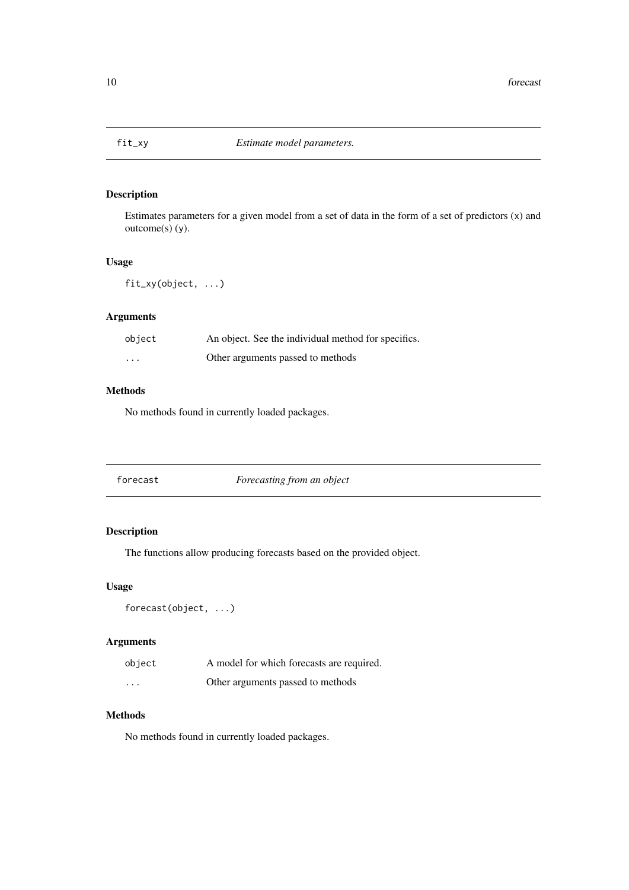## fit_xy — *Estimate model parameters.*

### Description

Estimates parameters for a given model from a set of data in the form of a set of predictors (x) and outcome(s) (y).

### Usage

```
fit_xy(object, ...)
```

### Arguments

| | |
|---|---|
| `object` | An object. See the individual method for specifics. |
| `...` | Other arguments passed to methods |

### Methods

No methods found in currently loaded packages.

## forecast — *Forecasting from an object*

### Description

The functions allow producing forecasts based on the provided object.

### Usage

```
forecast(object, ...)
```

### Arguments

| | |
|---|---|
| `object` | A model for which forecasts are required. |
| `...` | Other arguments passed to methods |

### Methods

No methods found in currently loaded packages.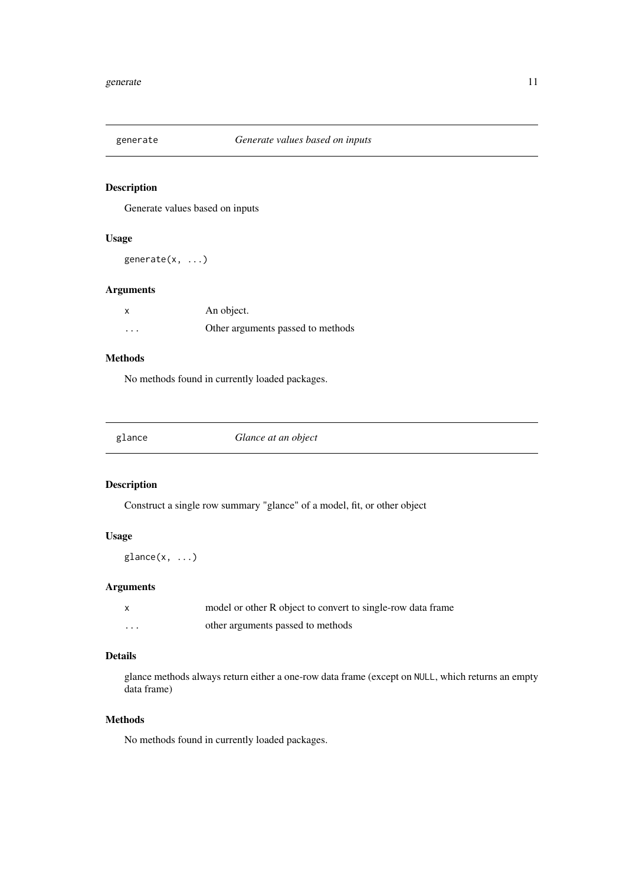## generate — *Generate values based on inputs*

### Description

Generate values based on inputs

### Usage

```
generate(x, ...)
```

### Arguments

| | |
|---|---|
| x | An object. |
| ... | Other arguments passed to methods |

### Methods

No methods found in currently loaded packages.

## glance — *Glance at an object*

### Description

Construct a single row summary "glance" of a model, fit, or other object

### Usage

```
glance(x, ...)
```

### Arguments

| | |
|---|---|
| x | model or other R object to convert to single-row data frame |
| ... | other arguments passed to methods |

### Details

glance methods always return either a one-row data frame (except on `NULL`, which returns an empty data frame)

### Methods

No methods found in currently loaded packages.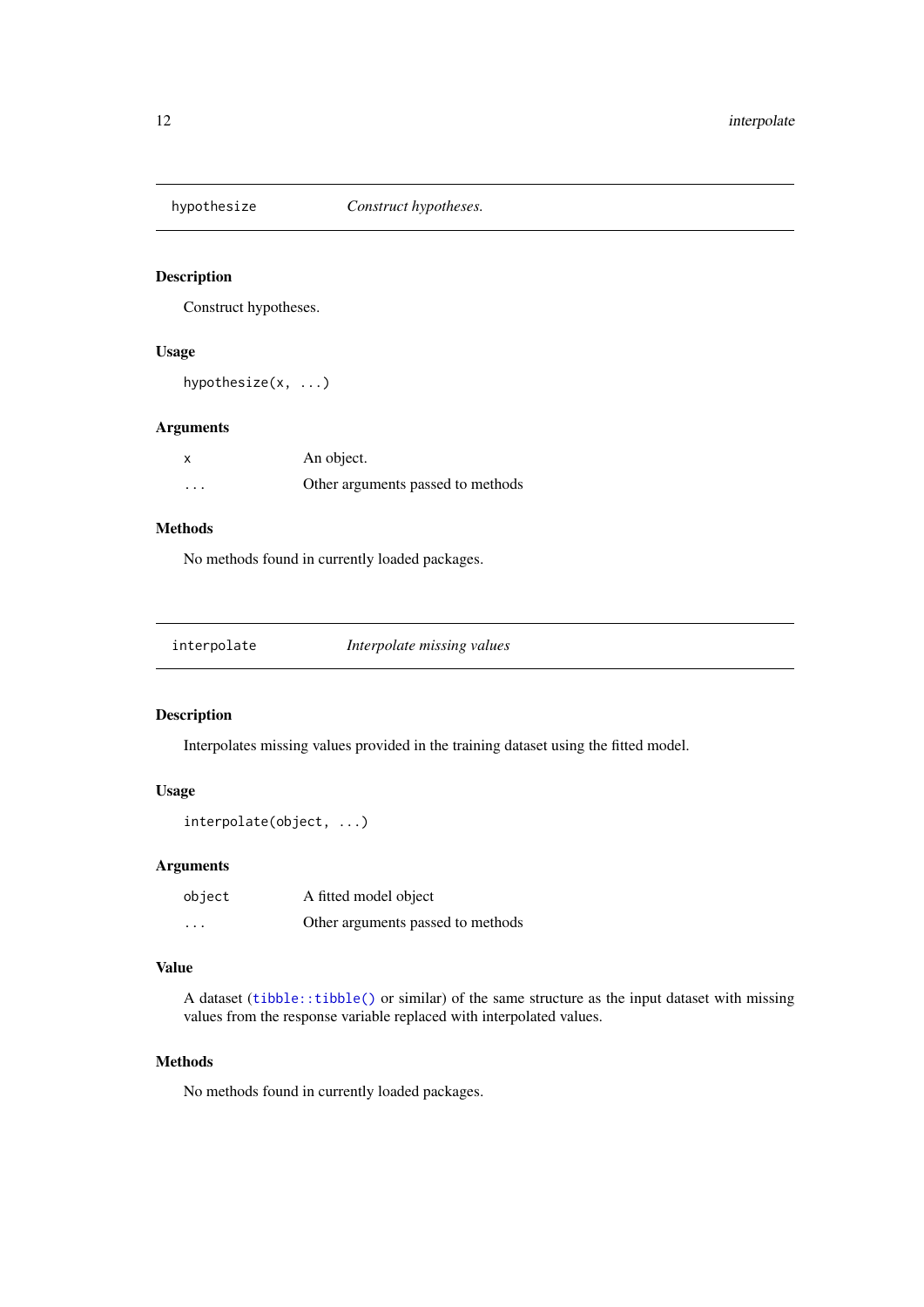## hypothesize — *Construct hypotheses.*

### Description

Construct hypotheses.

### Usage

```
hypothesize(x, ...)
```

### Arguments

| | |
|---|---|
| `x` | An object. |
| `...` | Other arguments passed to methods |

### Methods

No methods found in currently loaded packages.

## interpolate — *Interpolate missing values*

### Description

Interpolates missing values provided in the training dataset using the fitted model.

### Usage

```
interpolate(object, ...)
```

### Arguments

| | |
|---|---|
| `object` | A fitted model object |
| `...` | Other arguments passed to methods |

### Value

A dataset (`tibble::tibble()` or similar) of the same structure as the input dataset with missing values from the response variable replaced with interpolated values.

### Methods

No methods found in currently loaded packages.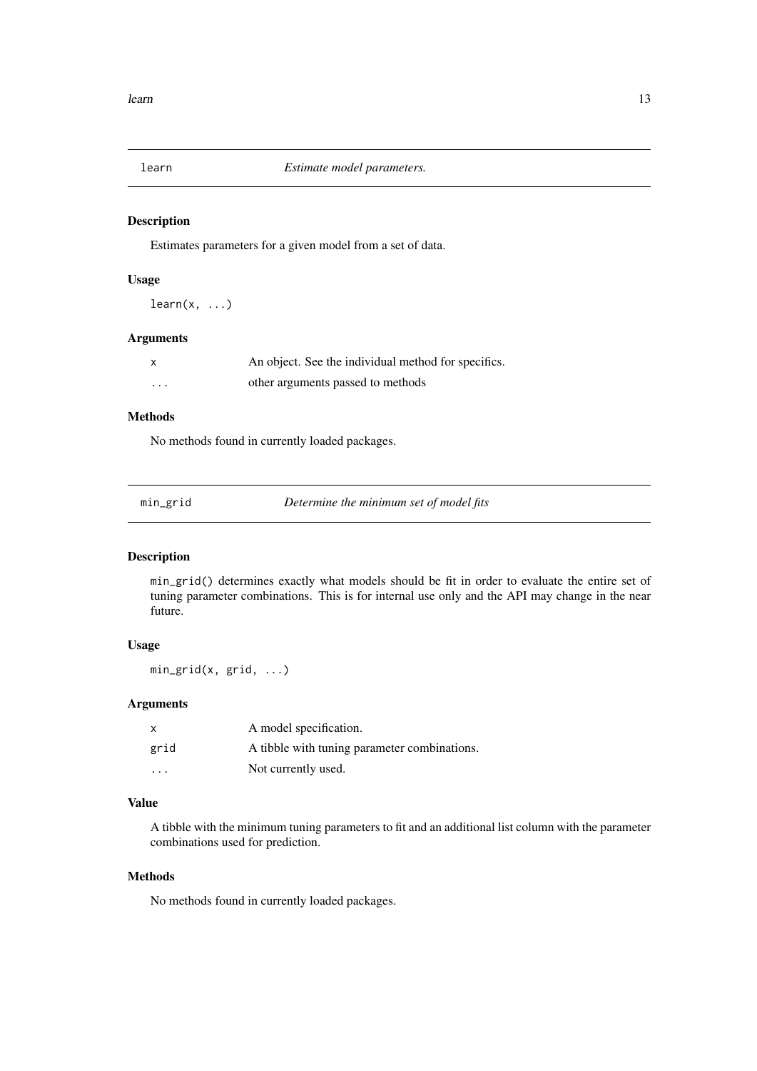## learn — *Estimate model parameters.*

### Description

Estimates parameters for a given model from a set of data.

### Usage

```
learn(x, ...)
```

### Arguments

| | |
|---|---|
| x | An object. See the individual method for specifics. |
| ... | other arguments passed to methods |

### Methods

No methods found in currently loaded packages.

## min_grid — *Determine the minimum set of model fits*

### Description

`min_grid()` determines exactly what models should be fit in order to evaluate the entire set of tuning parameter combinations. This is for internal use only and the API may change in the near future.

### Usage

```
min_grid(x, grid, ...)
```

### Arguments

| | |
|---|---|
| x | A model specification. |
| grid | A tibble with tuning parameter combinations. |
| ... | Not currently used. |

### Value

A tibble with the minimum tuning parameters to fit and an additional list column with the parameter combinations used for prediction.

### Methods

No methods found in currently loaded packages.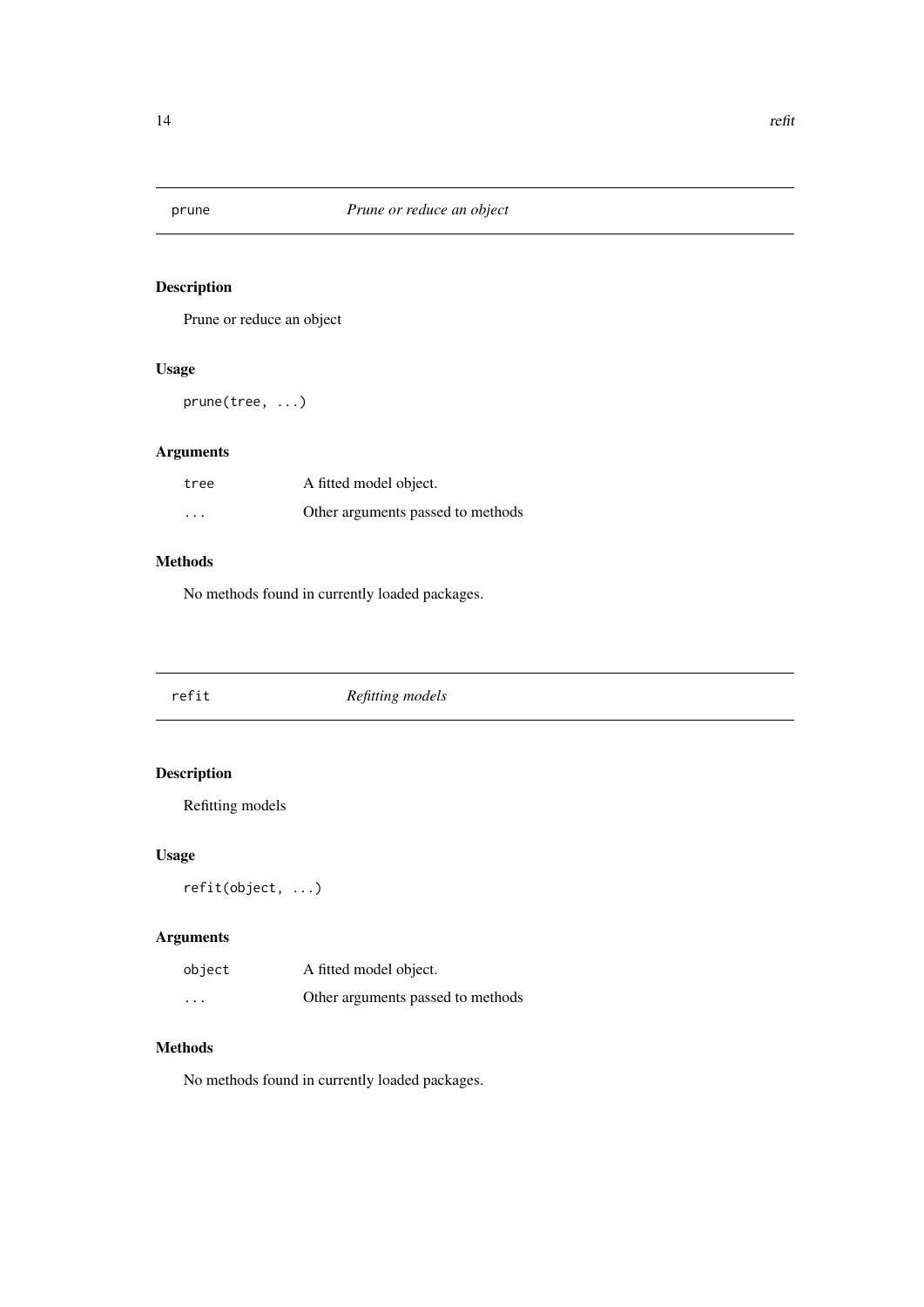## prune — *Prune or reduce an object*

### Description

Prune or reduce an object

### Usage

```
prune(tree, ...)
```

### Arguments

| | |
|---|---|
| `tree` | A fitted model object. |
| `...` | Other arguments passed to methods |

### Methods

No methods found in currently loaded packages.

## refit — *Refitting models*

### Description

Refitting models

### Usage

```
refit(object, ...)
```

### Arguments

| | |
|---|---|
| `object` | A fitted model object. |
| `...` | Other arguments passed to methods |

### Methods

No methods found in currently loaded packages.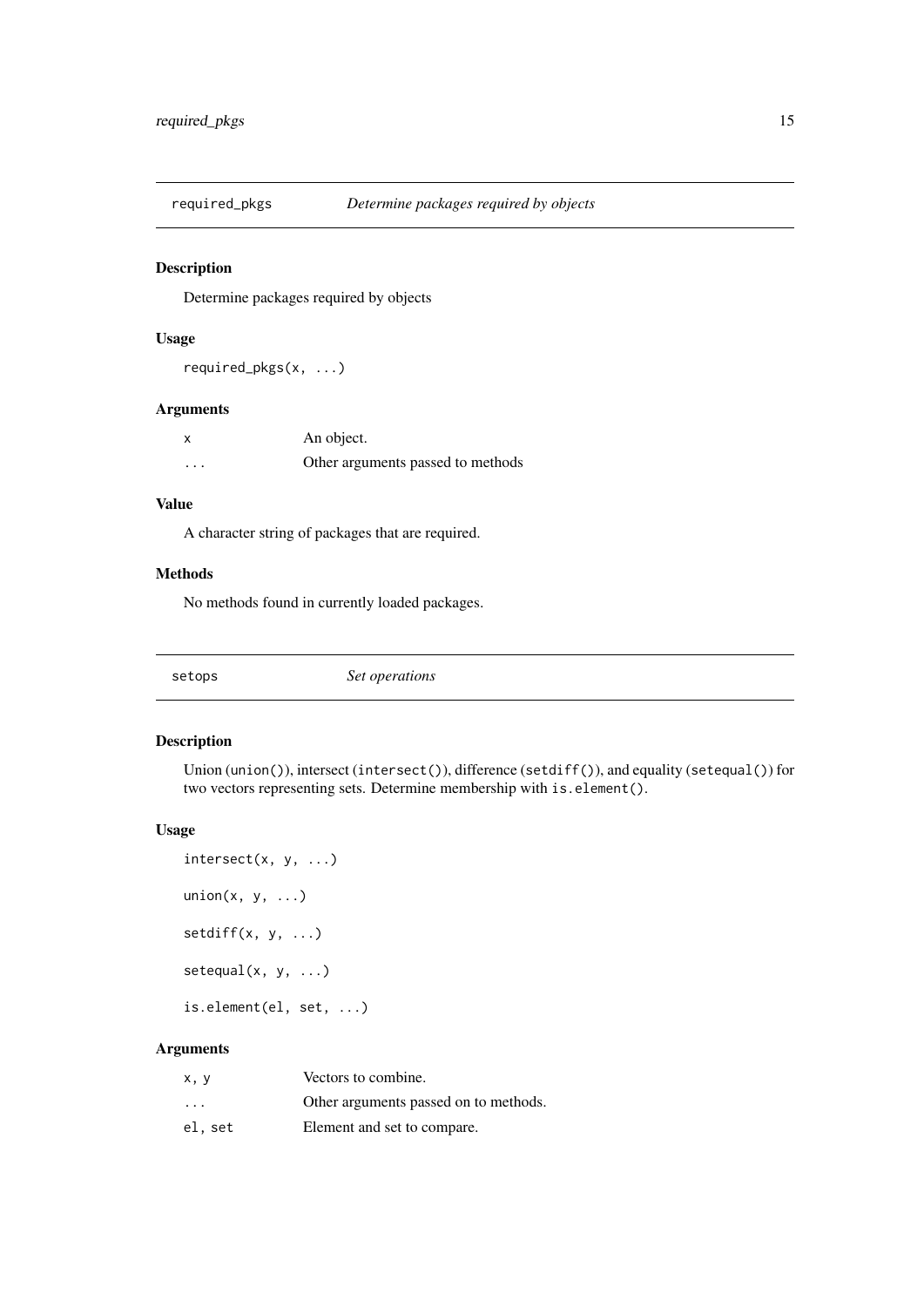## required_pkgs — *Determine packages required by objects*

### Description

Determine packages required by objects

### Usage

```
required_pkgs(x, ...)
```

### Arguments

| | |
|---|---|
| `x` | An object. |
| `...` | Other arguments passed to methods |

### Value

A character string of packages that are required.

### Methods

No methods found in currently loaded packages.

## setops — *Set operations*

### Description

Union (`union()`), intersect (`intersect()`), difference (`setdiff()`), and equality (`setequal()`) for two vectors representing sets. Determine membership with `is.element()`.

### Usage

```
intersect(x, y, ...)

union(x, y, ...)

setdiff(x, y, ...)

setequal(x, y, ...)

is.element(el, set, ...)
```

### Arguments

| | |
|---|---|
| `x, y` | Vectors to combine. |
| `...` | Other arguments passed on to methods. |
| `el, set` | Element and set to compare. |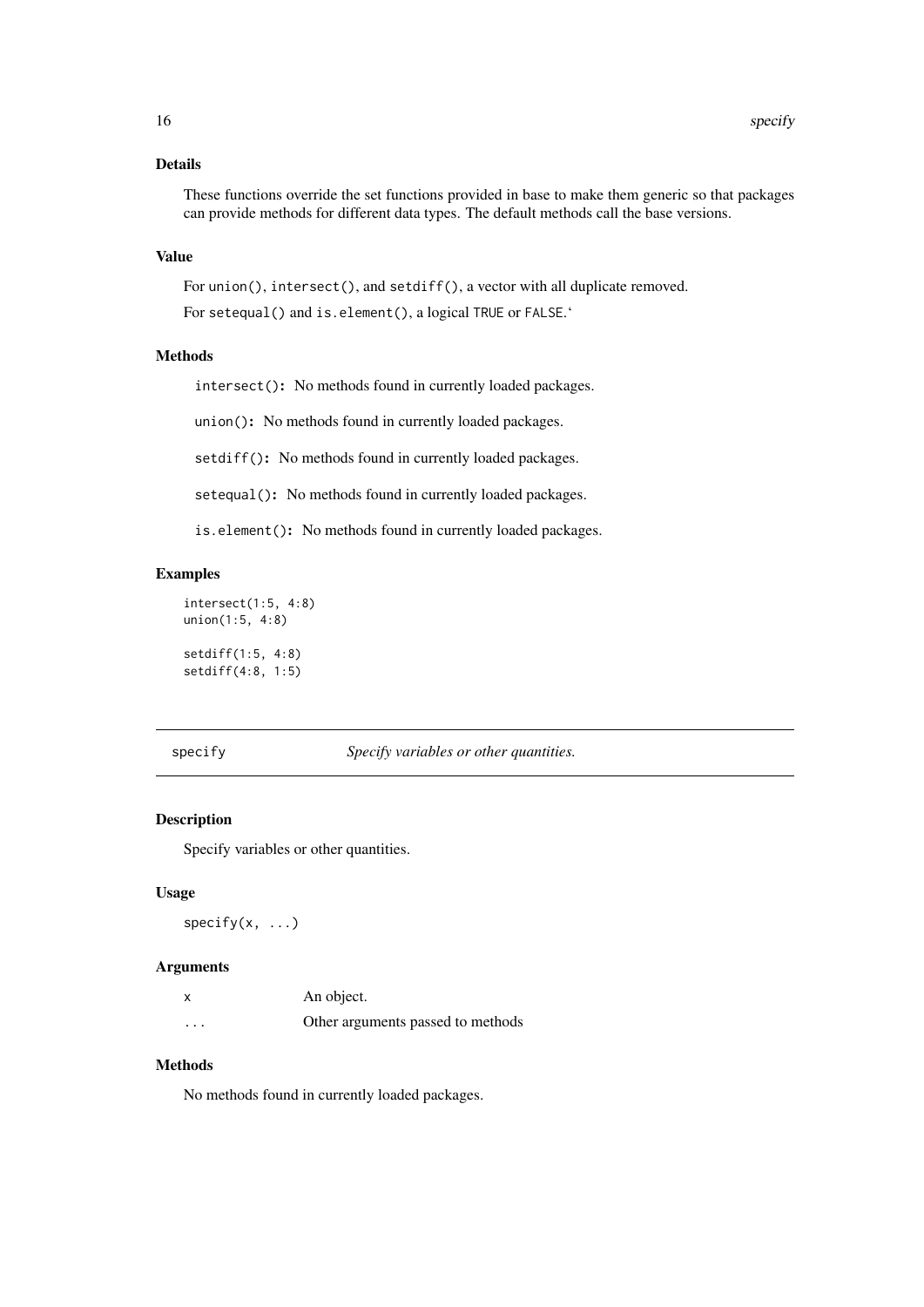### Details

These functions override the set functions provided in base to make them generic so that packages can provide methods for different data types. The default methods call the base versions.

### Value

For `union()`, `intersect()`, and `setdiff()`, a vector with all duplicate removed.

For `setequal()` and `is.element()`, a logical `TRUE` or `FALSE`.‘

### Methods

`intersect()`**:** No methods found in currently loaded packages.

`union()`**:** No methods found in currently loaded packages.

`setdiff()`**:** No methods found in currently loaded packages.

`setequal()`**:** No methods found in currently loaded packages.

`is.element()`**:** No methods found in currently loaded packages.

### Examples

```
intersect(1:5, 4:8)
union(1:5, 4:8)

setdiff(1:5, 4:8)
setdiff(4:8, 1:5)
```

---

## specify — *Specify variables or other quantities.*

### Description

Specify variables or other quantities.

### Usage

```
specify(x, ...)
```

### Arguments

| | |
|---|---|
| `x` | An object. |
| `...` | Other arguments passed to methods |

### Methods

No methods found in currently loaded packages.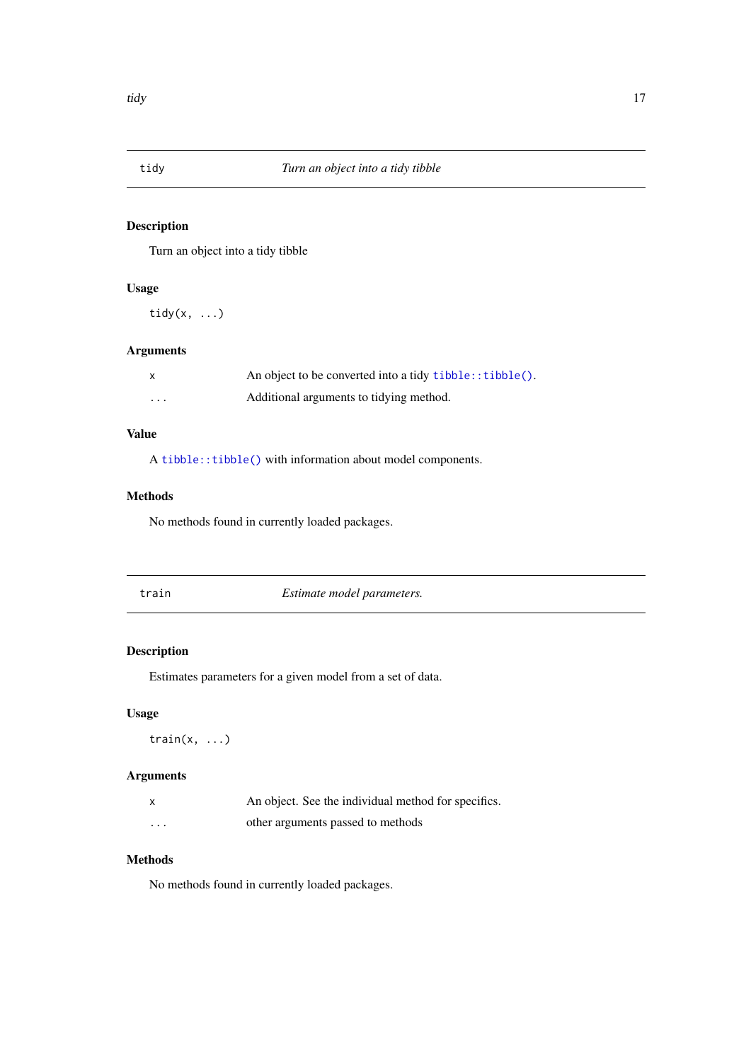## tidy — *Turn an object into a tidy tibble*

### Description

Turn an object into a tidy tibble

### Usage

```
tidy(x, ...)
```

### Arguments

| | |
|---|---|
| `x` | An object to be converted into a tidy `tibble::tibble()`. |
| `...` | Additional arguments to tidying method. |

### Value

A `tibble::tibble()` with information about model components.

### Methods

No methods found in currently loaded packages.

## train — *Estimate model parameters.*

### Description

Estimates parameters for a given model from a set of data.

### Usage

```
train(x, ...)
```

### Arguments

| | |
|---|---|
| `x` | An object. See the individual method for specifics. |
| `...` | other arguments passed to methods |

### Methods

No methods found in currently loaded packages.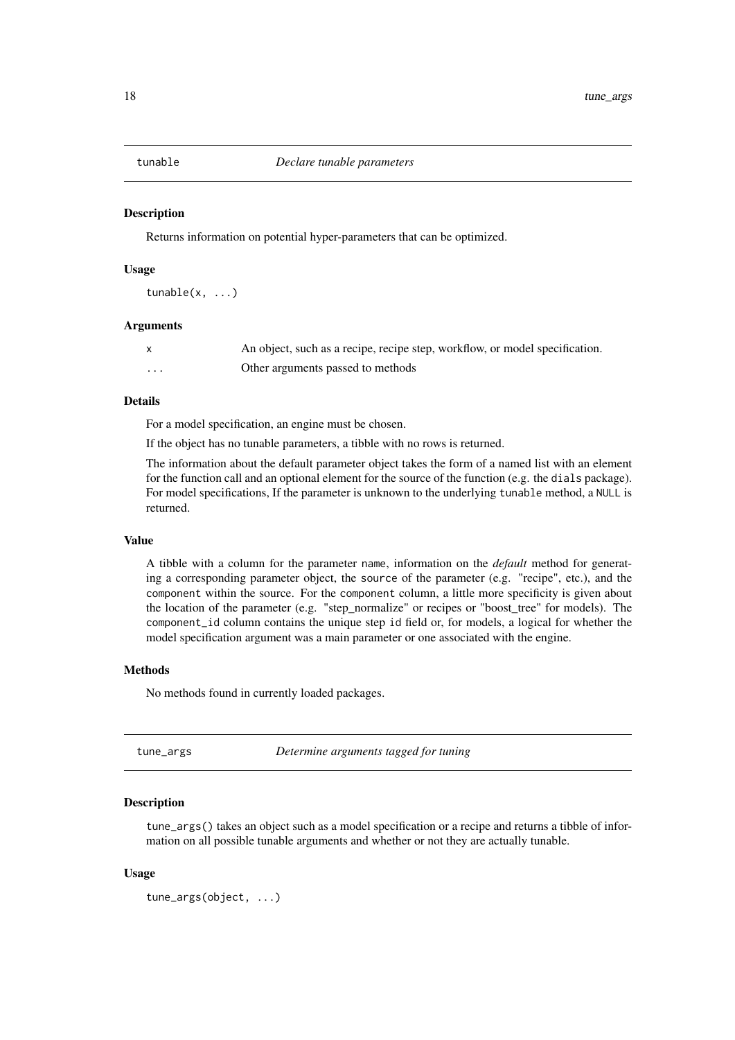## tunable — *Declare tunable parameters*

### Description

Returns information on potential hyper-parameters that can be optimized.

### Usage

```
tunable(x, ...)
```

### Arguments

| | |
|---|---|
| `x` | An object, such as a recipe, recipe step, workflow, or model specification. |
| `...` | Other arguments passed to methods |

### Details

For a model specification, an engine must be chosen.

If the object has no tunable parameters, a tibble with no rows is returned.

The information about the default parameter object takes the form of a named list with an element for the function call and an optional element for the source of the function (e.g. the `dials` package). For model specifications, If the parameter is unknown to the underlying `tunable` method, a `NULL` is returned.

### Value

A tibble with a column for the parameter `name`, information on the *default* method for generating a corresponding parameter object, the `source` of the parameter (e.g. "recipe", etc.), and the `component` within the source. For the `component` column, a little more specificity is given about the location of the parameter (e.g. "step_normalize" or recipes or "boost_tree" for models). The `component_id` column contains the unique step `id` field or, for models, a logical for whether the model specification argument was a main parameter or one associated with the engine.

### Methods

No methods found in currently loaded packages.

## tune_args — *Determine arguments tagged for tuning*

### Description

`tune_args()` takes an object such as a model specification or a recipe and returns a tibble of information on all possible tunable arguments and whether or not they are actually tunable.

### Usage

```
tune_args(object, ...)
```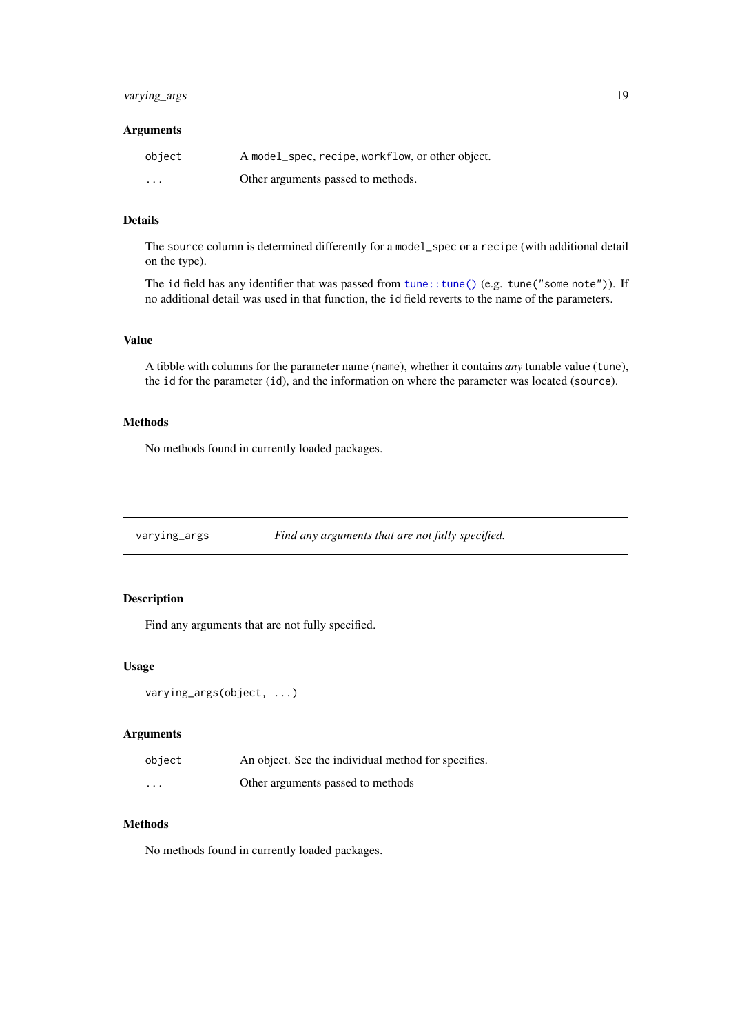### Arguments

| | |
|---|---|
| `object` | A `model_spec`, `recipe`, `workflow`, or other object. |
| `...` | Other arguments passed to methods. |

### Details

The `source` column is determined differently for a `model_spec` or a `recipe` (with additional detail on the type).

The `id` field has any identifier that was passed from `tune::tune()` (e.g. `tune("some note")`). If no additional detail was used in that function, the `id` field reverts to the name of the parameters.

### Value

A tibble with columns for the parameter name (`name`), whether it contains *any* tunable value (`tune`), the `id` for the parameter (`id`), and the information on where the parameter was located (`source`).

### Methods

No methods found in currently loaded packages.

---

## `varying_args` — *Find any arguments that are not fully specified.*

---

### Description

Find any arguments that are not fully specified.

### Usage

```
varying_args(object, ...)
```

### Arguments

| | |
|---|---|
| `object` | An object. See the individual method for specifics. |
| `...` | Other arguments passed to methods |

### Methods

No methods found in currently loaded packages.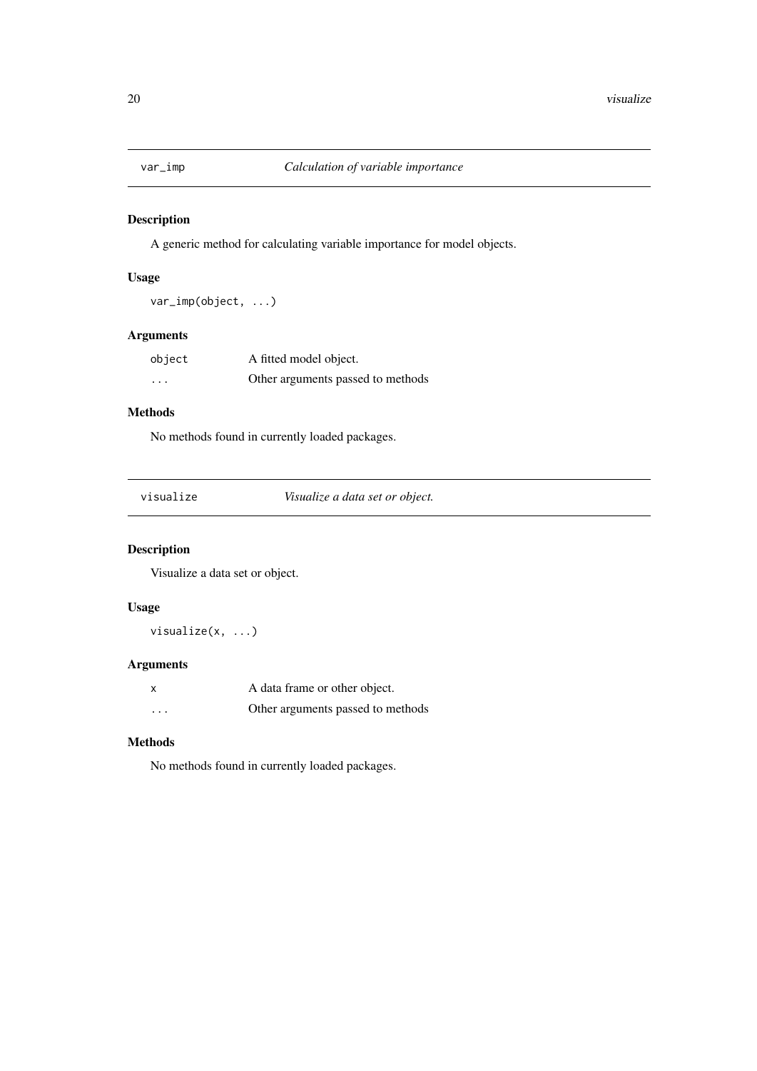## var_imp — *Calculation of variable importance*

### Description

A generic method for calculating variable importance for model objects.

### Usage

```
var_imp(object, ...)
```

### Arguments

| | |
|---|---|
| `object` | A fitted model object. |
| `...` | Other arguments passed to methods |

### Methods

No methods found in currently loaded packages.

## visualize — *Visualize a data set or object.*

### Description

Visualize a data set or object.

### Usage

```
visualize(x, ...)
```

### Arguments

| | |
|---|---|
| `x` | A data frame or other object. |
| `...` | Other arguments passed to methods |

### Methods

No methods found in currently loaded packages.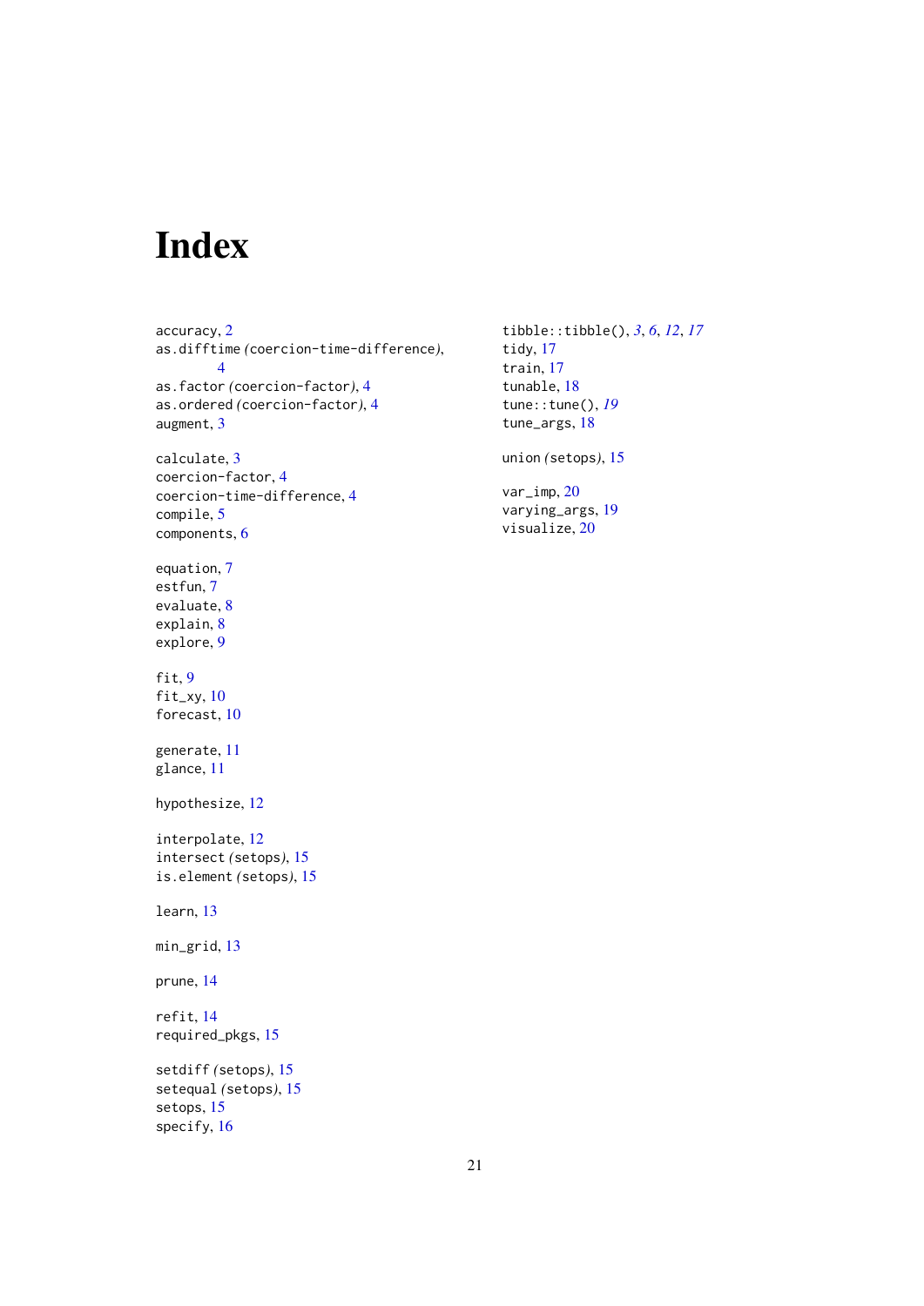# Index

accuracy, 2
as.difftime *(coercion-time-difference)*, 4
as.factor *(coercion-factor)*, 4
as.ordered *(coercion-factor)*, 4
augment, 3

calculate, 3
coercion-factor, 4
coercion-time-difference, 4
compile, 5
components, 6

equation, 7
estfun, 7
evaluate, 8
explain, 8
explore, 9

fit, 9
fit_xy, 10
forecast, 10

generate, 11
glance, 11

hypothesize, 12

interpolate, 12
intersect *(setops)*, 15
is.element *(setops)*, 15

learn, 13

min_grid, 13

prune, 14

refit, 14
required_pkgs, 15

setdiff *(setops)*, 15
setequal *(setops)*, 15
setops, 15
specify, 16

tibble::tibble(), *3*, *6*, *12*, *17*
tidy, 17
train, 17
tunable, 18
tune::tune(), *19*
tune_args, 18

union *(setops)*, 15

var_imp, 20
varying_args, 19
visualize, 20